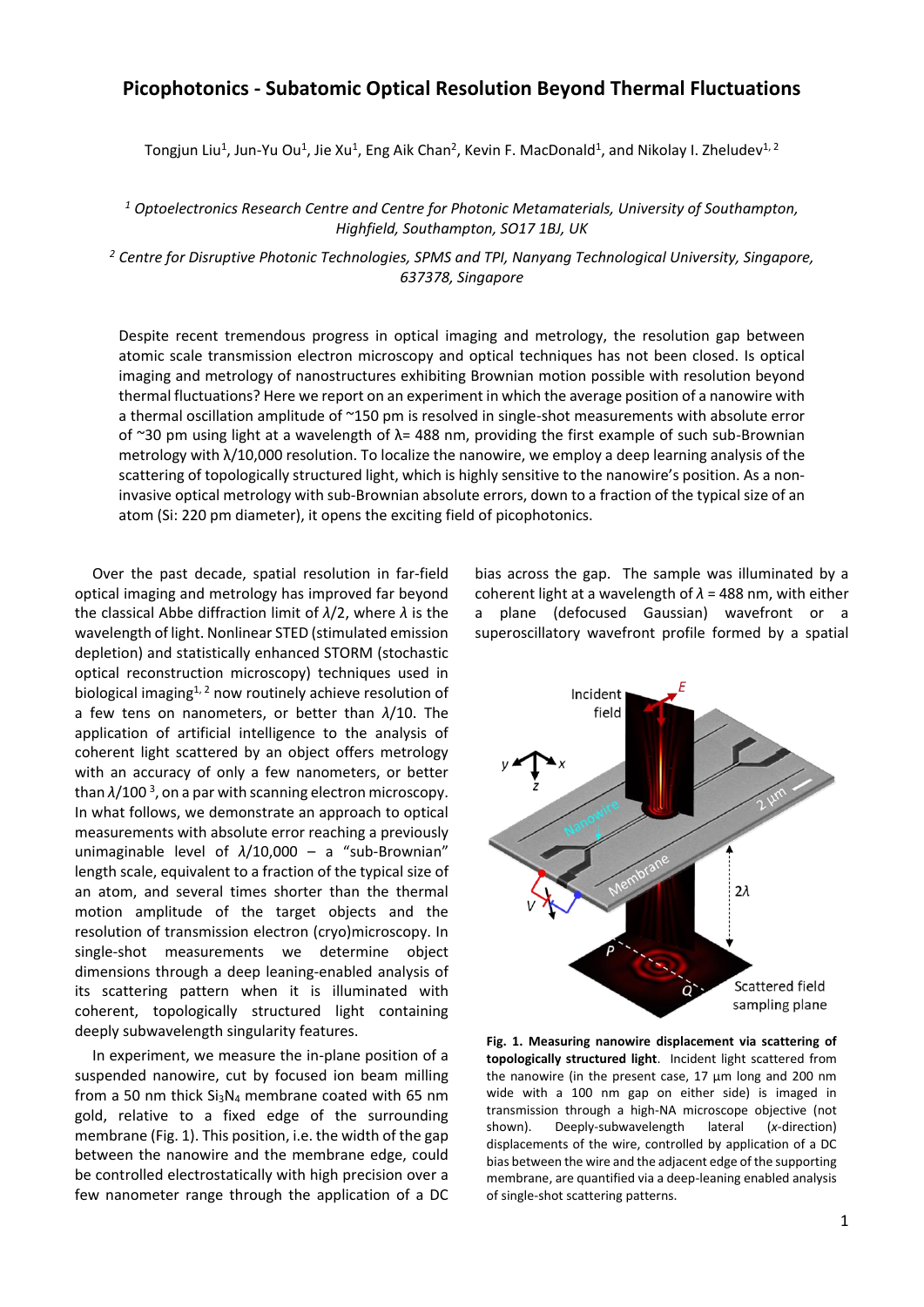# Picophotonics - Subatomic Optical Resolution Beyond Thermal Fluctuations

Tongjun Liu[1], Jun-Yu Ou[1], Jie Xu[1], Eng Aik Chan[2], Kevin F. MacDonald[1], and Nikolay I. Zheludev[1, 2]

[1] *Optoelectronics Research Centre and Centre for Photonic Metamaterials, University of Southampton, Highfield, Southampton, SO17 1BJ, UK*

[2] *Centre for Disruptive Photonic Technologies, SPMS and TPI, Nanyang Technological University, Singapore, 637378, Singapore*

Despite recent tremendous progress in optical imaging and metrology, the resolution gap between atomic scale transmission electron microscopy and optical techniques has not been closed. Is optical imaging and metrology of nanostructures exhibiting Brownian motion possible with resolution beyond thermal fluctuations? Here we report on an experiment in which the average position of a nanowire with a thermal oscillation amplitude of ~150 pm is resolved in single-shot measurements with absolute error of ~30 pm using light at a wavelength of λ= 488 nm, providing the first example of such sub-Brownian metrology with λ/10,000 resolution. To localize the nanowire, we employ a deep learning analysis of the scattering of topologically structured light, which is highly sensitive to the nanowire's position. As a non-invasive optical metrology with sub-Brownian absolute errors, down to a fraction of the typical size of an atom (Si: 220 pm diameter), it opens the exciting field of picophotonics.

Over the past decade, spatial resolution in far-field optical imaging and metrology has improved far beyond the classical Abbe diffraction limit of $\lambda/2$, where $\lambda$ is the wavelength of light. Nonlinear STED (stimulated emission depletion) and statistically enhanced STORM (stochastic optical reconstruction microscopy) techniques used in biological imaging[1, 2] now routinely achieve resolution of a few tens on nanometers, or better than $\lambda/10$. The application of artificial intelligence to the analysis of coherent light scattered by an object offers metrology with an accuracy of only a few nanometers, or better than $\lambda/100$ [3], on a par with scanning electron microscopy. In what follows, we demonstrate an approach to optical measurements with absolute error reaching a previously unimaginable level of $\lambda/10{,}000$ – a "sub-Brownian" length scale, equivalent to a fraction of the typical size of an atom, and several times shorter than the thermal motion amplitude of the target objects and the resolution of transmission electron (cryo)microscopy. In single-shot measurements we determine object dimensions through a deep leaning-enabled analysis of its scattering pattern when it is illuminated with coherent, topologically structured light containing deeply subwavelength singularity features.

In experiment, we measure the in-plane position of a suspended nanowire, cut by focused ion beam milling from a 50 nm thick $Si_3N_4$ membrane coated with 65 nm gold, relative to a fixed edge of the surrounding membrane (Fig. 1). This position, i.e. the width of the gap between the nanowire and the membrane edge, could be controlled electrostatically with high precision over a few nanometer range through the application of a DC bias across the gap. The sample was illuminated by a coherent light at a wavelength of $\lambda$ = 488 nm, with either a plane (defocused Gaussian) wavefront or a superoscillatory wavefront profile formed by a spatial

**Fig. 1. Measuring nanowire displacement via scattering of topologically structured light**. Incident light scattered from the nanowire (in the present case, 17 µm long and 200 nm wide with a 100 nm gap on either side) is imaged in transmission through a high-NA microscope objective (not shown). Deeply-subwavelength lateral (*x*-direction) displacements of the wire, controlled by application of a DC bias between the wire and the adjacent edge of the supporting membrane, are quantified via a deep-leaning enabled analysis of single-shot scattering patterns.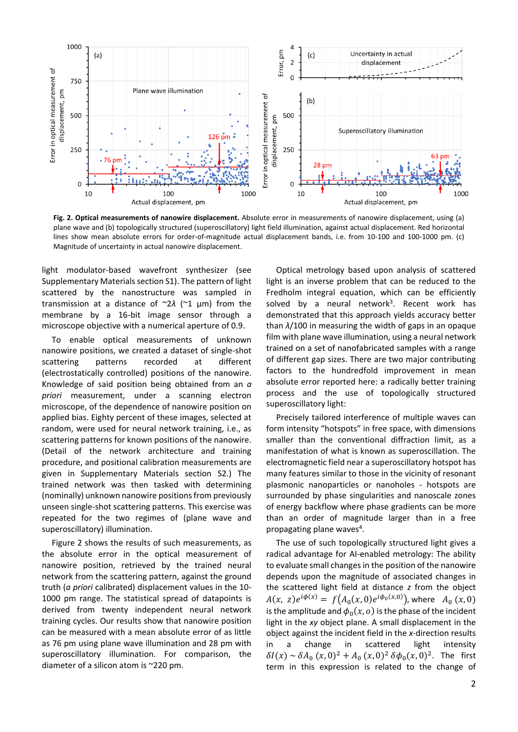**Fig. 2. Optical measurements of nanowire displacement.** Absolute error in measurements of nanowire displacement, using (a) plane wave and (b) topologically structured (superoscillatory) light field illumination, against actual displacement. Red horizontal lines show mean absolute errors for order-of-magnitude actual displacement bands, i.e. from 10-100 and 100-1000 pm. (c) Magnitude of uncertainty in actual nanowire displacement.

light modulator-based wavefront synthesizer (see Supplementary Materials section S1). The pattern of light scattered by the nanostructure was sampled in transmission at a distance of ~$2\lambda$ (~1 µm) from the membrane by a 16-bit image sensor through a microscope objective with a numerical aperture of 0.9.

To enable optical measurements of unknown nanowire positions, we created a dataset of single-shot scattering patterns recorded at different (electrostatically controlled) positions of the nanowire. Knowledge of said position being obtained from an *a priori* measurement, under a scanning electron microscope, of the dependence of nanowire position on applied bias. Eighty percent of these images, selected at random, were used for neural network training, i.e., as scattering patterns for known positions of the nanowire. (Detail of the network architecture and training procedure, and positional calibration measurements are given in Supplementary Materials section S2.) The trained network was then tasked with determining (nominally) unknown nanowire positions from previously unseen single-shot scattering patterns. This exercise was repeated for the two regimes of (plane wave and superoscillatory) illumination.

Figure 2 shows the results of such measurements, as the absolute error in the optical measurement of nanowire position, retrieved by the trained neural network from the scattering pattern, against the ground truth (*a priori* calibrated) displacement values in the 10-1000 pm range. The statistical spread of datapoints is derived from twenty independent neural network training cycles. Our results show that nanowire position can be measured with a mean absolute error of as little as 76 pm using plane wave illumination and 28 pm with superoscillatory illumination. For comparison, the diameter of a silicon atom is ~220 pm.

Optical metrology based upon analysis of scattered light is an inverse problem that can be reduced to the Fredholm integral equation, which can be efficiently solved by a neural network[3]. Recent work has demonstrated that this approach yields accuracy better than $\lambda/100$ in measuring the width of gaps in an opaque film with plane wave illumination, using a neural network trained on a set of nanofabricated samples with a range of different gap sizes. There are two major contributing factors to the hundredfold improvement in mean absolute error reported here: a radically better training process and the use of topologically structured superoscillatory light:

Precisely tailored interference of multiple waves can form intensity "hotspots" in free space, with dimensions smaller than the conventional diffraction limit, as a manifestation of what is known as superoscillation. The electromagnetic field near a superoscillatory hotspot has many features similar to those in the vicinity of resonant plasmonic nanoparticles or nanoholes - hotspots are surrounded by phase singularities and nanoscale zones of energy backflow where phase gradients can be more than an order of magnitude larger than in a free propagating plane waves[4].

The use of such topologically structured light gives a radical advantage for AI-enabled metrology: The ability to evaluate small changes in the position of the nanowire depends upon the magnitude of associated changes in the scattered light field at distance $z$ from the object $A(x, z)e^{i\phi(x)} = f\left(A_0(x,0)e^{i\phi_0(x,0)}\right)$, where $A_0(x,0)$ is the amplitude and $\phi_0(x,o)$ is the phase of the incident light in the $xy$ object plane. A small displacement in the object against the incident field in the $x$-direction results in a change in scattered light intensity $\delta I(x) \sim \delta A_0(x,0)^2 + A_0(x,0)^2\, \delta\phi_0(x,0)^2$. The first term in this expression is related to the change of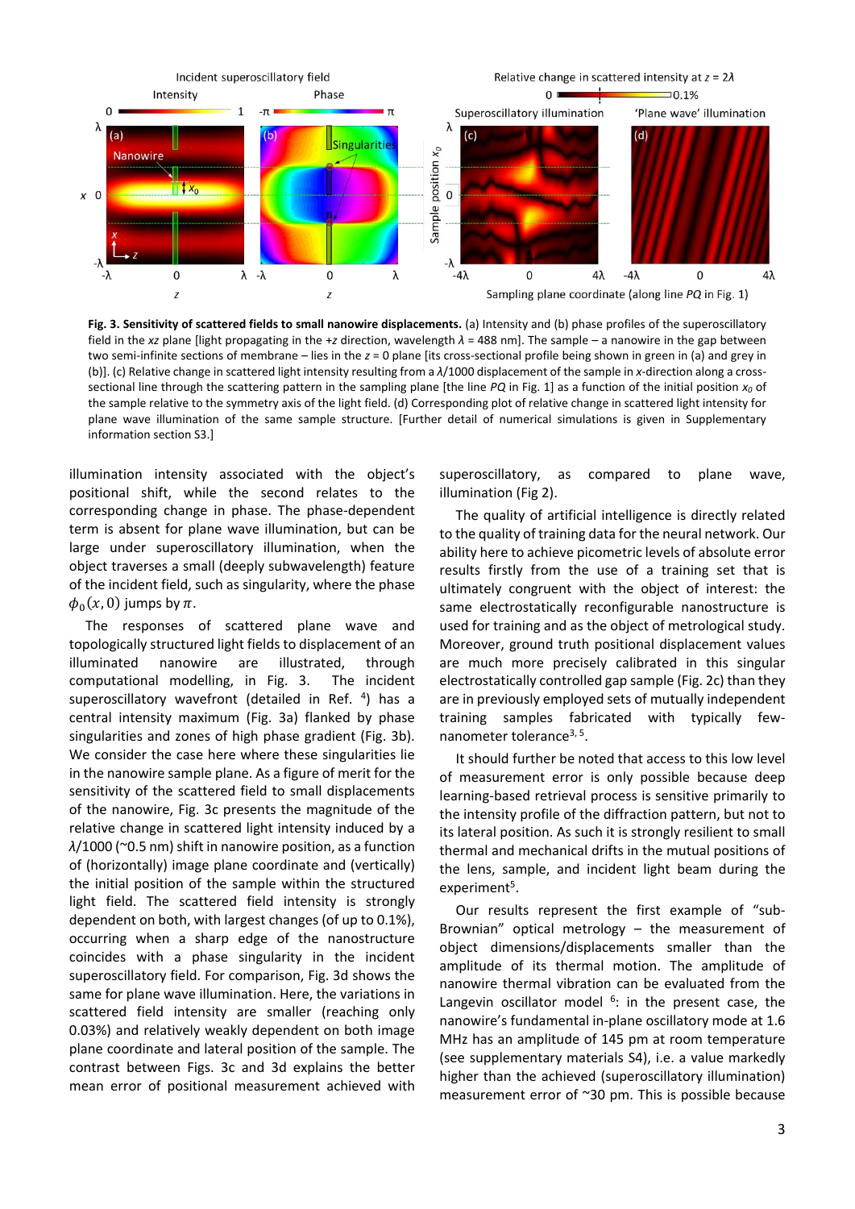**Fig. 3. Sensitivity of scattered fields to small nanowire displacements.** (a) Intensity and (b) phase profiles of the superoscillatory field in the *xz* plane [light propagating in the +*z* direction, wavelength $\lambda$ = 488 nm]. The sample – a nanowire in the gap between two semi-infinite sections of membrane – lies in the *z* = 0 plane [its cross-sectional profile being shown in green in (a) and grey in (b)]. (c) Relative change in scattered light intensity resulting from a $\lambda$/1000 displacement of the sample in *x*-direction along a cross-sectional line through the scattering pattern in the sampling plane [the line *PQ* in Fig. 1] as a function of the initial position $x_0$ of the sample relative to the symmetry axis of the light field. (d) Corresponding plot of relative change in scattered light intensity for plane wave illumination of the same sample structure. [Further detail of numerical simulations is given in Supplementary information section S3.]

illumination intensity associated with the object's positional shift, while the second relates to the corresponding change in phase. The phase-dependent term is absent for plane wave illumination, but can be large under superoscillatory illumination, when the object traverses a small (deeply subwavelength) feature of the incident field, such as singularity, where the phase $\phi_0(x, 0)$ jumps by $\pi$.

The responses of scattered plane wave and topologically structured light fields to displacement of an illuminated nanowire are illustrated, through computational modelling, in Fig. 3. The incident superoscillatory wavefront (detailed in Ref. [4]) has a central intensity maximum (Fig. 3a) flanked by phase singularities and zones of high phase gradient (Fig. 3b). We consider the case here where these singularities lie in the nanowire sample plane. As a figure of merit for the sensitivity of the scattered field to small displacements of the nanowire, Fig. 3c presents the magnitude of the relative change in scattered light intensity induced by a $\lambda$/1000 (~0.5 nm) shift in nanowire position, as a function of (horizontally) image plane coordinate and (vertically) the initial position of the sample within the structured light field. The scattered field intensity is strongly dependent on both, with largest changes (of up to 0.1%), occurring when a sharp edge of the nanostructure coincides with a phase singularity in the incident superoscillatory field. For comparison, Fig. 3d shows the same for plane wave illumination. Here, the variations in scattered field intensity are smaller (reaching only 0.03%) and relatively weakly dependent on both image plane coordinate and lateral position of the sample. The contrast between Figs. 3c and 3d explains the better mean error of positional measurement achieved with superoscillatory, as compared to plane wave, illumination (Fig 2).

The quality of artificial intelligence is directly related to the quality of training data for the neural network. Our ability here to achieve picometric levels of absolute error results firstly from the use of a training set that is ultimately congruent with the object of interest: the same electrostatically reconfigurable nanostructure is used for training and as the object of metrological study. Moreover, ground truth positional displacement values are much more precisely calibrated in this singular electrostatically controlled gap sample (Fig. 2c) than they are in previously employed sets of mutually independent training samples fabricated with typically few-nanometer tolerance[3,5].

It should further be noted that access to this low level of measurement error is only possible because deep learning-based retrieval process is sensitive primarily to the intensity profile of the diffraction pattern, but not to its lateral position. As such it is strongly resilient to small thermal and mechanical drifts in the mutual positions of the lens, sample, and incident light beam during the experiment[5].

Our results represent the first example of "sub-Brownian" optical metrology – the measurement of object dimensions/displacements smaller than the amplitude of its thermal motion. The amplitude of nanowire thermal vibration can be evaluated from the Langevin oscillator model [6]: in the present case, the nanowire's fundamental in-plane oscillatory mode at 1.6 MHz has an amplitude of 145 pm at room temperature (see supplementary materials S4), i.e. a value markedly higher than the achieved (superoscillatory illumination) measurement error of ~30 pm. This is possible because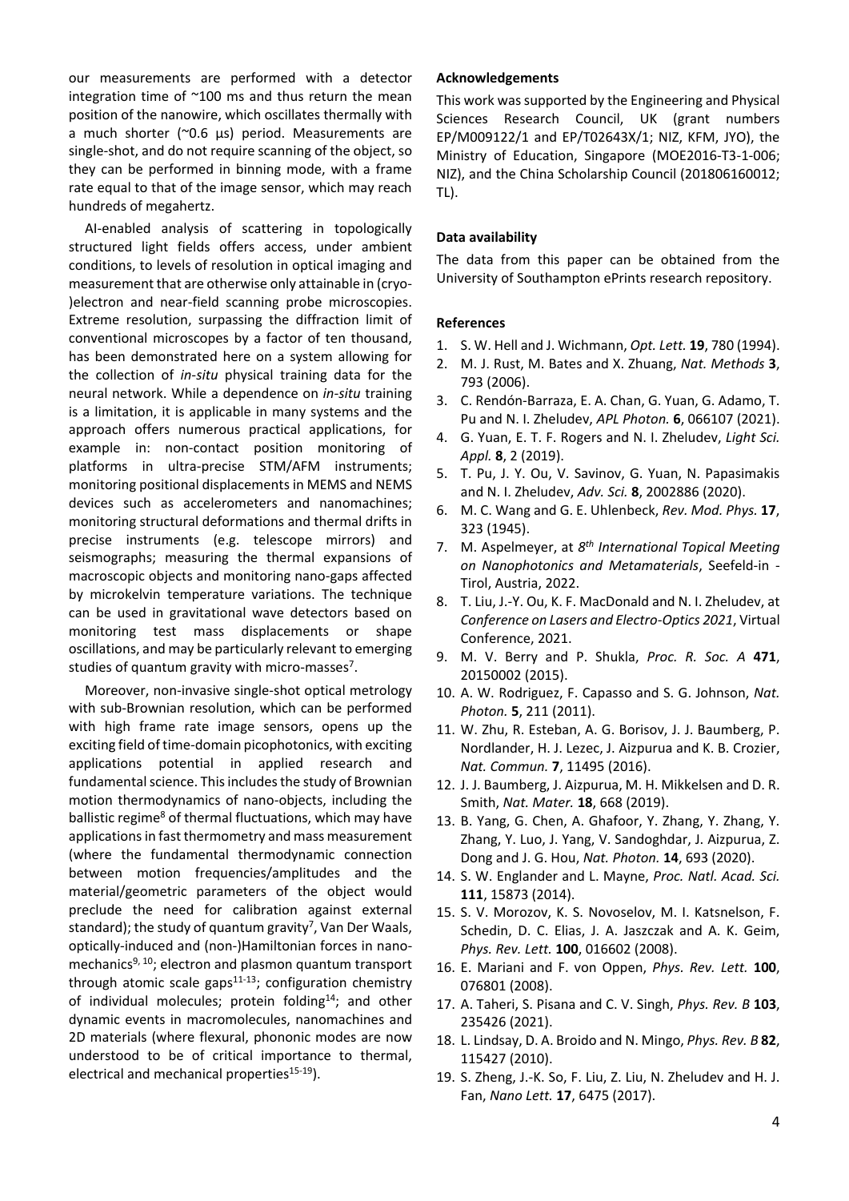our measurements are performed with a detector integration time of ~100 ms and thus return the mean position of the nanowire, which oscillates thermally with a much shorter (~0.6 µs) period. Measurements are single-shot, and do not require scanning of the object, so they can be performed in binning mode, with a frame rate equal to that of the image sensor, which may reach hundreds of megahertz.

AI-enabled analysis of scattering in topologically structured light fields offers access, under ambient conditions, to levels of resolution in optical imaging and measurement that are otherwise only attainable in (cryo-)electron and near-field scanning probe microscopies. Extreme resolution, surpassing the diffraction limit of conventional microscopes by a factor of ten thousand, has been demonstrated here on a system allowing for the collection of *in-situ* physical training data for the neural network. While a dependence on *in-situ* training is a limitation, it is applicable in many systems and the approach offers numerous practical applications, for example in: non-contact position monitoring of platforms in ultra-precise STM/AFM instruments; monitoring positional displacements in MEMS and NEMS devices such as accelerometers and nanomachines; monitoring structural deformations and thermal drifts in precise instruments (e.g. telescope mirrors) and seismographs; measuring the thermal expansions of macroscopic objects and monitoring nano-gaps affected by microkelvin temperature variations. The technique can be used in gravitational wave detectors based on monitoring test mass displacements or shape oscillations, and may be particularly relevant to emerging studies of quantum gravity with micro-masses[7].

Moreover, non-invasive single-shot optical metrology with sub-Brownian resolution, which can be performed with high frame rate image sensors, opens up the exciting field of time-domain picophotonics, with exciting applications potential in applied research and fundamental science. This includes the study of Brownian motion thermodynamics of nano-objects, including the ballistic regime[8] of thermal fluctuations, which may have applications in fast thermometry and mass measurement (where the fundamental thermodynamic connection between motion frequencies/amplitudes and the material/geometric parameters of the object would preclude the need for calibration against external standard); the study of quantum gravity[7], Van Der Waals, optically-induced and (non-)Hamiltonian forces in nano-mechanics[9, 10]; electron and plasmon quantum transport through atomic scale gaps[11-13]; configuration chemistry of individual molecules; protein folding[14]; and other dynamic events in macromolecules, nanomachines and 2D materials (where flexural, phononic modes are now understood to be of critical importance to thermal, electrical and mechanical properties[15-19]).

**Acknowledgements**

This work was supported by the Engineering and Physical Sciences Research Council, UK (grant numbers EP/M009122/1 and EP/T02643X/1; NIZ, KFM, JYO), the Ministry of Education, Singapore (MOE2016-T3-1-006; NIZ), and the China Scholarship Council (201806160012; TL).

**Data availability**

The data from this paper can be obtained from the University of Southampton ePrints research repository.

**References**

1. S. W. Hell and J. Wichmann, *Opt. Lett.* **19**, 780 (1994).
2. M. J. Rust, M. Bates and X. Zhuang, *Nat. Methods* **3**, 793 (2006).
3. C. Rendón-Barraza, E. A. Chan, G. Yuan, G. Adamo, T. Pu and N. I. Zheludev, *APL Photon.* **6**, 066107 (2021).
4. G. Yuan, E. T. F. Rogers and N. I. Zheludev, *Light Sci. Appl.* **8**, 2 (2019).
5. T. Pu, J. Y. Ou, V. Savinov, G. Yuan, N. Papasimakis and N. I. Zheludev, *Adv. Sci.* **8**, 2002886 (2020).
6. M. C. Wang and G. E. Uhlenbeck, *Rev. Mod. Phys.* **17**, 323 (1945).
7. M. Aspelmeyer, at *8th International Topical Meeting on Nanophotonics and Metamaterials*, Seefeld-in - Tirol, Austria, 2022.
8. T. Liu, J.-Y. Ou, K. F. MacDonald and N. I. Zheludev, at *Conference on Lasers and Electro-Optics 2021*, Virtual Conference, 2021.
9. M. V. Berry and P. Shukla, *Proc. R. Soc. A* **471**, 20150002 (2015).
10. A. W. Rodriguez, F. Capasso and S. G. Johnson, *Nat. Photon.* **5**, 211 (2011).
11. W. Zhu, R. Esteban, A. G. Borisov, J. J. Baumberg, P. Nordlander, H. J. Lezec, J. Aizpurua and K. B. Crozier, *Nat. Commun.* **7**, 11495 (2016).
12. J. J. Baumberg, J. Aizpurua, M. H. Mikkelsen and D. R. Smith, *Nat. Mater.* **18**, 668 (2019).
13. B. Yang, G. Chen, A. Ghafoor, Y. Zhang, Y. Zhang, Y. Zhang, Y. Luo, J. Yang, V. Sandoghdar, J. Aizpurua, Z. Dong and J. G. Hou, *Nat. Photon.* **14**, 693 (2020).
14. S. W. Englander and L. Mayne, *Proc. Natl. Acad. Sci.* **111**, 15873 (2014).
15. S. V. Morozov, K. S. Novoselov, M. I. Katsnelson, F. Schedin, D. C. Elias, J. A. Jaszczak and A. K. Geim, *Phys. Rev. Lett.* **100**, 016602 (2008).
16. E. Mariani and F. von Oppen, *Phys. Rev. Lett.* **100**, 076801 (2008).
17. A. Taheri, S. Pisana and C. V. Singh, *Phys. Rev. B* **103**, 235426 (2021).
18. L. Lindsay, D. A. Broido and N. Mingo, *Phys. Rev. B* **82**, 115427 (2010).
19. S. Zheng, J.-K. So, F. Liu, Z. Liu, N. Zheludev and H. J. Fan, *Nano Lett.* **17**, 6475 (2017).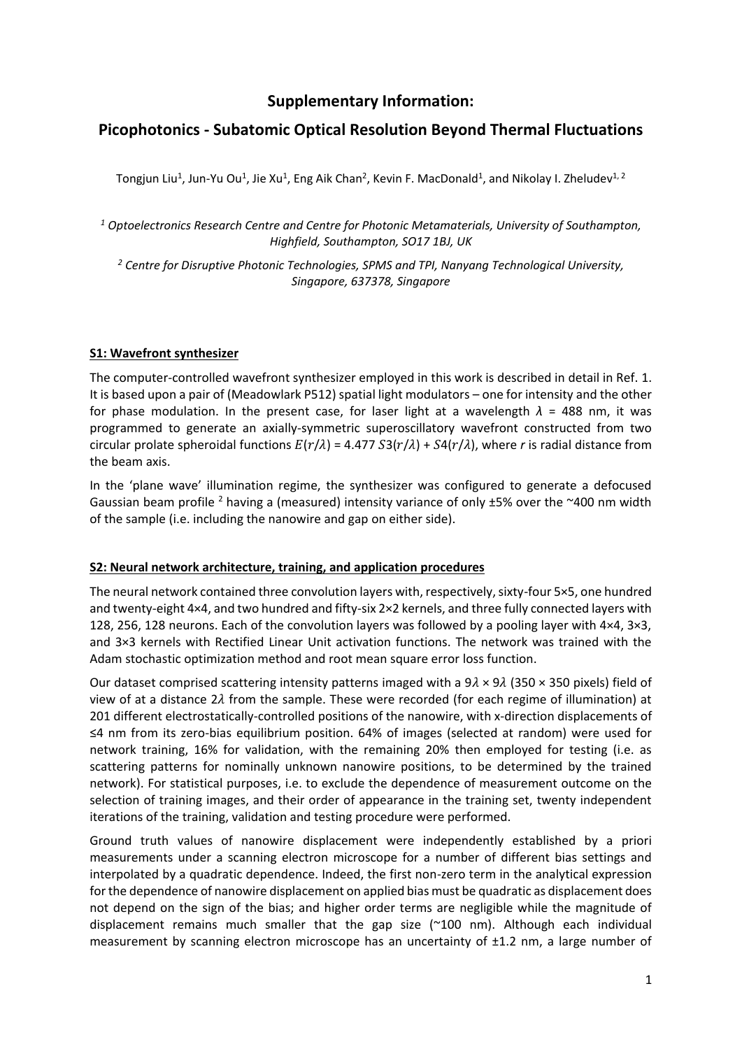# Supplementary Information:

# Picophotonics - Subatomic Optical Resolution Beyond Thermal Fluctuations

Tongjun Liu[1], Jun-Yu Ou[1], Jie Xu[1], Eng Aik Chan[2], Kevin F. MacDonald[1], and Nikolay I. Zheludev[1, 2]

*[1] Optoelectronics Research Centre and Centre for Photonic Metamaterials, University of Southampton, Highfield, Southampton, SO17 1BJ, UK*

*[2] Centre for Disruptive Photonic Technologies, SPMS and TPI, Nanyang Technological University, Singapore, 637378, Singapore*

## S1: Wavefront synthesizer

The computer-controlled wavefront synthesizer employed in this work is described in detail in Ref. 1. It is based upon a pair of (Meadowlark P512) spatial light modulators – one for intensity and the other for phase modulation. In the present case, for laser light at a wavelength $\lambda$ = 488 nm, it was programmed to generate an axially-symmetric superoscillatory wavefront constructed from two circular prolate spheroidal functions $E(r/\lambda)$ = 4.477 $S3(r/\lambda)$ + $S4(r/\lambda)$, where *r* is radial distance from the beam axis.

In the 'plane wave' illumination regime, the synthesizer was configured to generate a defocused Gaussian beam profile [2] having a (measured) intensity variance of only ±5% over the ~400 nm width of the sample (i.e. including the nanowire and gap on either side).

## S2: Neural network architecture, training, and application procedures

The neural network contained three convolution layers with, respectively, sixty-four 5×5, one hundred and twenty-eight 4×4, and two hundred and fifty-six 2×2 kernels, and three fully connected layers with 128, 256, 128 neurons. Each of the convolution layers was followed by a pooling layer with 4×4, 3×3, and 3×3 kernels with Rectified Linear Unit activation functions. The network was trained with the Adam stochastic optimization method and root mean square error loss function.

Our dataset comprised scattering intensity patterns imaged with a $9\lambda \times 9\lambda$ (350 × 350 pixels) field of view of at a distance $2\lambda$ from the sample. These were recorded (for each regime of illumination) at 201 different electrostatically-controlled positions of the nanowire, with x-direction displacements of ≤4 nm from its zero-bias equilibrium position. 64% of images (selected at random) were used for network training, 16% for validation, with the remaining 20% then employed for testing (i.e. as scattering patterns for nominally unknown nanowire positions, to be determined by the trained network). For statistical purposes, i.e. to exclude the dependence of measurement outcome on the selection of training images, and their order of appearance in the training set, twenty independent iterations of the training, validation and testing procedure were performed.

Ground truth values of nanowire displacement were independently established by a priori measurements under a scanning electron microscope for a number of different bias settings and interpolated by a quadratic dependence. Indeed, the first non-zero term in the analytical expression for the dependence of nanowire displacement on applied bias must be quadratic as displacement does not depend on the sign of the bias; and higher order terms are negligible while the magnitude of displacement remains much smaller that the gap size (~100 nm). Although each individual measurement by scanning electron microscope has an uncertainty of ±1.2 nm, a large number of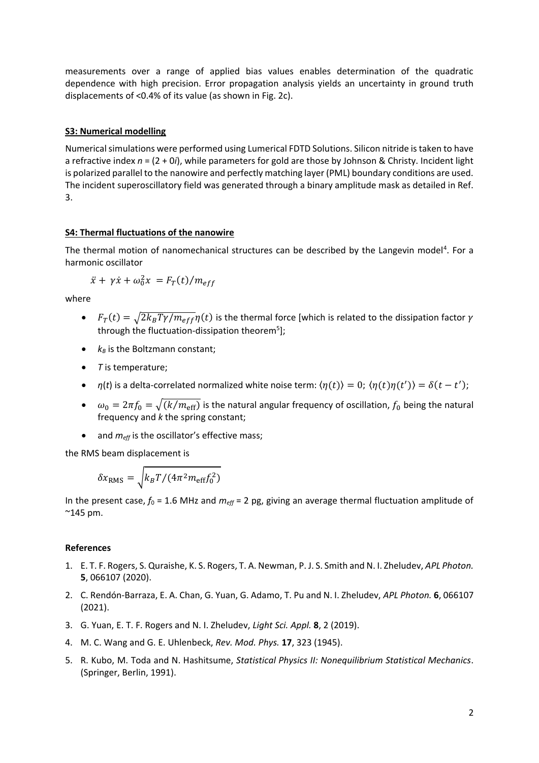measurements over a range of applied bias values enables determination of the quadratic dependence with high precision. Error propagation analysis yields an uncertainty in ground truth displacements of <0.4% of its value (as shown in Fig. 2c).

## S3: Numerical modelling

Numerical simulations were performed using Lumerical FDTD Solutions. Silicon nitride is taken to have a refractive index $n = (2 + 0i)$, while parameters for gold are those by Johnson & Christy. Incident light is polarized parallel to the nanowire and perfectly matching layer (PML) boundary conditions are used. The incident superoscillatory field was generated through a binary amplitude mask as detailed in Ref. 3.

## S4: Thermal fluctuations of the nanowire

The thermal motion of nanomechanical structures can be described by the Langevin model[4]. For a harmonic oscillator

$$\ddot{x} + \gamma\dot{x} + \omega_0^2 x = F_T(t)/m_{eff}$$

where

- $F_T(t) = \sqrt{2k_BT\gamma/m_{eff}}\,\eta(t)$ is the thermal force [which is related to the dissipation factor $\gamma$ through the fluctuation-dissipation theorem[5]];
- $k_B$ is the Boltzmann constant;
- $T$ is temperature;
- $\eta(t)$ is a delta-correlated normalized white noise term: $\langle\eta(t)\rangle = 0$; $\langle\eta(t)\eta(t')\rangle = \delta(t - t')$;
- $\omega_0 = 2\pi f_0 = \sqrt{(k/m_{\text{eff}})}$ is the natural angular frequency of oscillation, $f_0$ being the natural frequency and $k$ the spring constant;
- and $m_{eff}$ is the oscillator's effective mass;

the RMS beam displacement is

$$\delta x_{\text{RMS}} = \sqrt{k_BT/(4\pi^2 m_{\text{eff}} f_0^2)}$$

In the present case, $f_0 = 1.6$ MHz and $m_{eff} = 2$ pg, giving an average thermal fluctuation amplitude of ~145 pm.

### References

1. E. T. F. Rogers, S. Quraishe, K. S. Rogers, T. A. Newman, P. J. S. Smith and N. I. Zheludev, *APL Photon.* **5**, 066107 (2020).
2. C. Rendón-Barraza, E. A. Chan, G. Yuan, G. Adamo, T. Pu and N. I. Zheludev, *APL Photon.* **6**, 066107 (2021).
3. G. Yuan, E. T. F. Rogers and N. I. Zheludev, *Light Sci. Appl.* **8**, 2 (2019).
4. M. C. Wang and G. E. Uhlenbeck, *Rev. Mod. Phys.* **17**, 323 (1945).
5. R. Kubo, M. Toda and N. Hashitsume, *Statistical Physics II: Nonequilibrium Statistical Mechanics*. (Springer, Berlin, 1991).